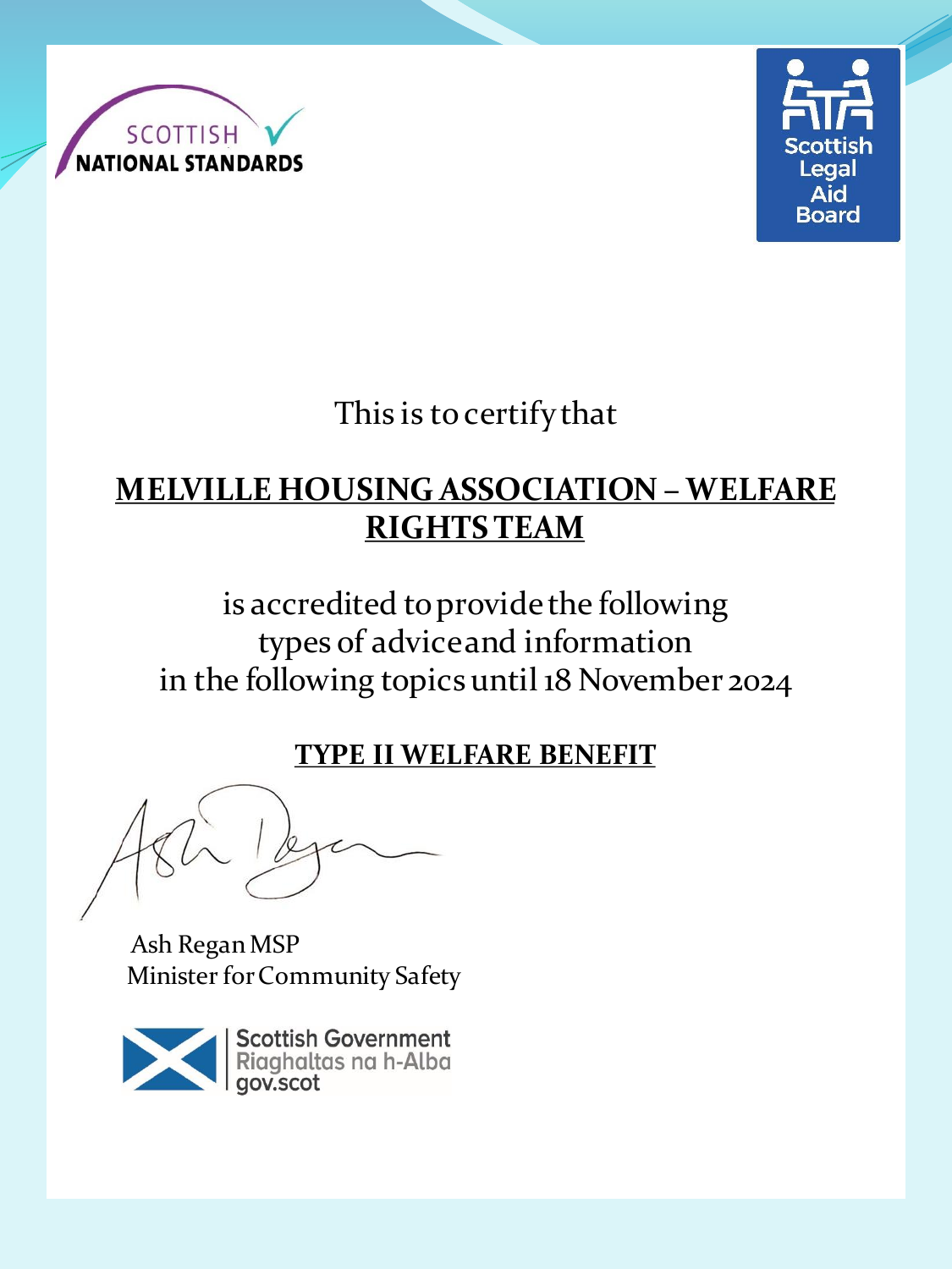SCOTTISH NATIONAL STANDARDS

Scottish Legal Aid Board

This is to certify that

**MELVILLE HOUSING ASSOCIATION – WELFARE RIGHTS TEAM**

is accredited to provide the following types of advice and information in the following topics until 18 November 2024

**TYPE II WELFARE BENEFIT**

Ash Regan MSP
Minister for Community Safety

Scottish Government
Riaghaltas na h-Alba
gov.scot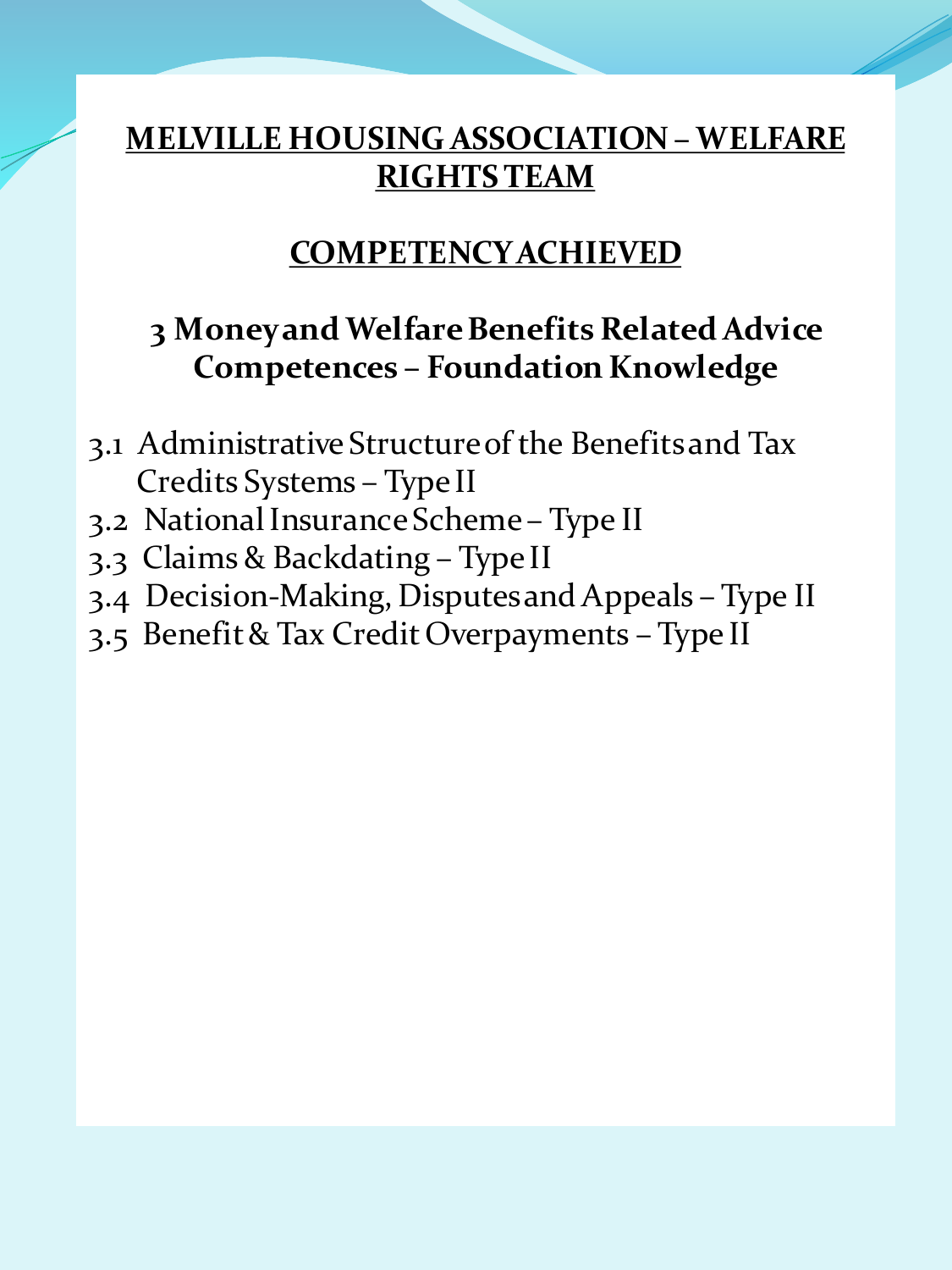# MELVILLE HOUSING ASSOCIATION – WELFARE RIGHTS TEAM

## COMPETENCY ACHIEVED

### 3 Money and Welfare Benefits Related Advice Competences – Foundation Knowledge

- 3.1 Administrative Structure of the Benefits and Tax Credits Systems – Type II
- 3.2 National Insurance Scheme – Type II
- 3.3 Claims & Backdating – Type II
- 3.4 Decision-Making, Disputes and Appeals – Type II
- 3.5 Benefit & Tax Credit Overpayments – Type II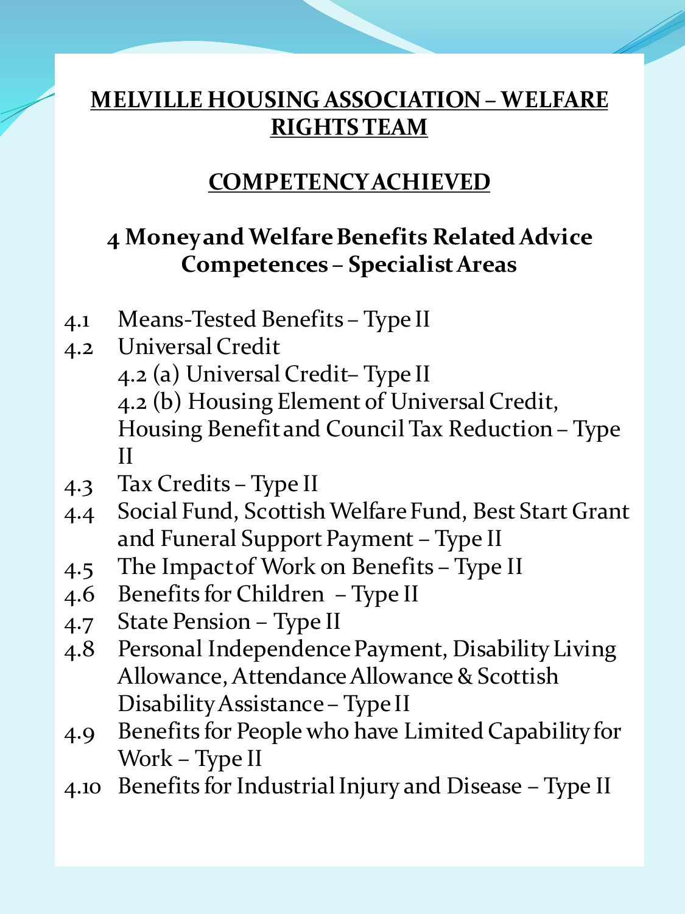# MELVILLE HOUSING ASSOCIATION – WELFARE RIGHTS TEAM

## COMPETENCY ACHIEVED

### 4 Money and Welfare Benefits Related Advice Competences – Specialist Areas

- 4.1 Means-Tested Benefits – Type II
- 4.2 Universal Credit
  - 4.2 (a) Universal Credit– Type II
  - 4.2 (b) Housing Element of Universal Credit, Housing Benefit and Council Tax Reduction – Type II
- 4.3 Tax Credits – Type II
- 4.4 Social Fund, Scottish Welfare Fund, Best Start Grant and Funeral Support Payment – Type II
- 4.5 The Impact of Work on Benefits – Type II
- 4.6 Benefits for Children – Type II
- 4.7 State Pension – Type II
- 4.8 Personal Independence Payment, Disability Living Allowance, Attendance Allowance & Scottish Disability Assistance – Type II
- 4.9 Benefits for People who have Limited Capability for Work – Type II
- 4.10 Benefits for Industrial Injury and Disease – Type II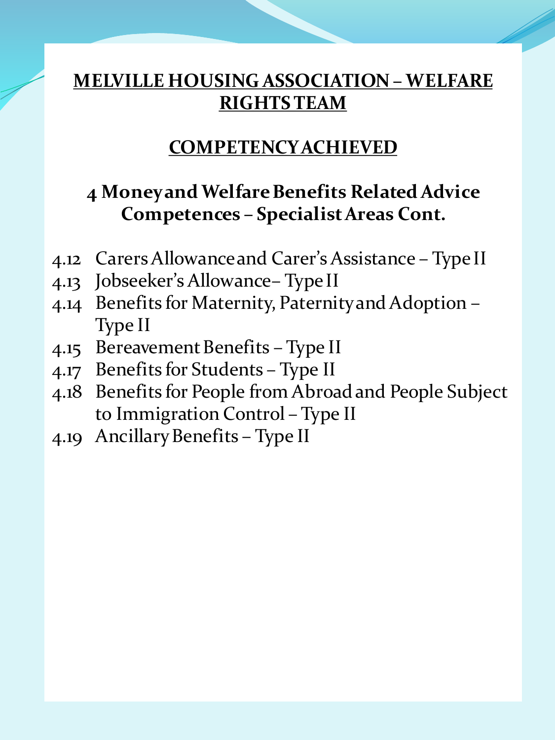## MELVILLE HOUSING ASSOCIATION – WELFARE RIGHTS TEAM

## COMPETENCY ACHIEVED

### 4 Money and Welfare Benefits Related Advice Competences – Specialist Areas Cont.

- 4.12 Carers Allowance and Carer's Assistance – Type II
- 4.13 Jobseeker's Allowance– Type II
- 4.14 Benefits for Maternity, Paternity and Adoption – Type II
- 4.15 Bereavement Benefits – Type II
- 4.17 Benefits for Students – Type II
- 4.18 Benefits for People from Abroad and People Subject to Immigration Control – Type II
- 4.19 Ancillary Benefits – Type II